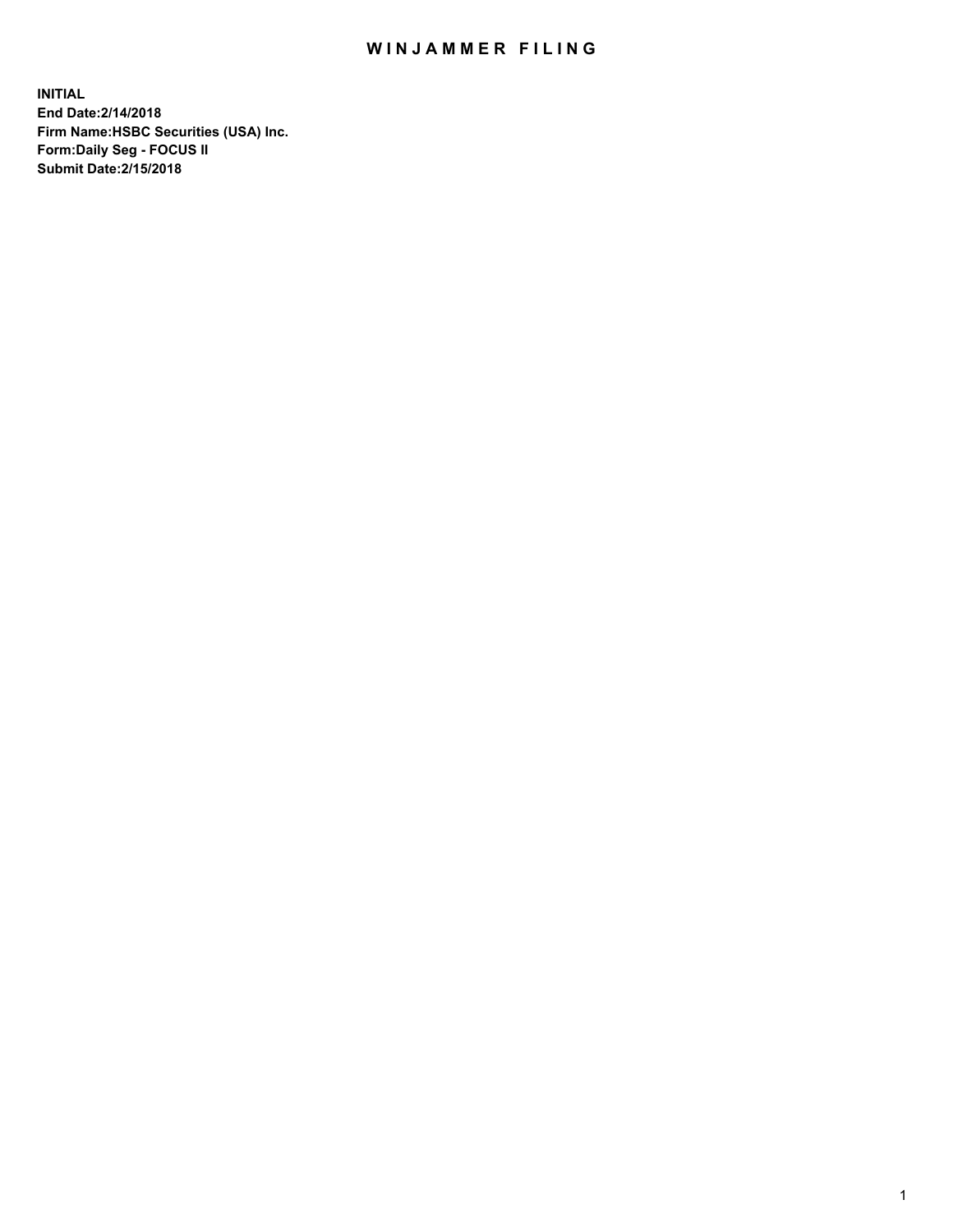# WINJAMMER FILING

**INITIAL**
**End Date:2/14/2018**
**Firm Name:HSBC Securities (USA) Inc.**
**Form:Daily Seg - FOCUS II**
**Submit Date:2/15/2018**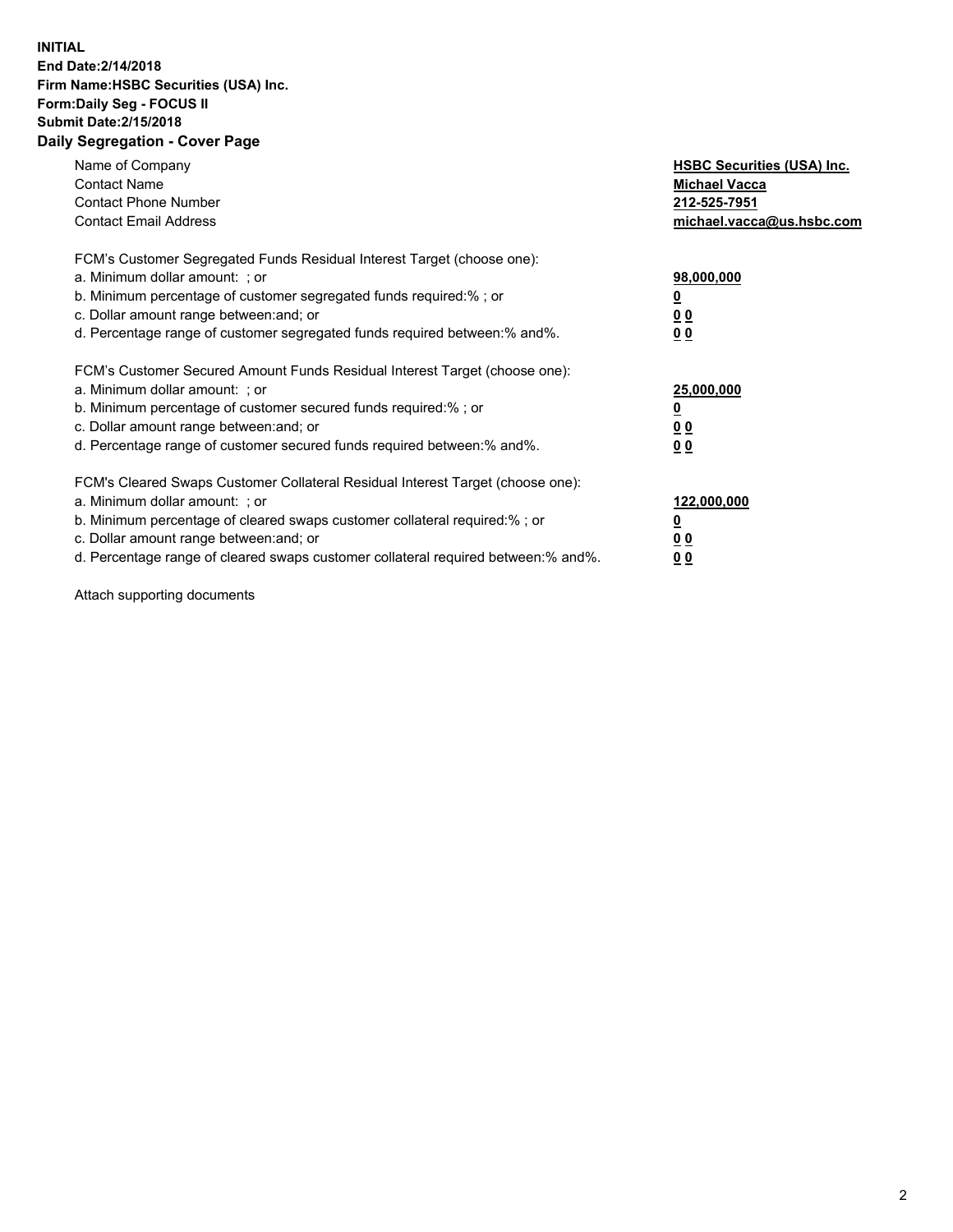**INITIAL**
**End Date:2/14/2018**
**Firm Name:HSBC Securities (USA) Inc.**
**Form:Daily Seg - FOCUS II**
**Submit Date:2/15/2018**
**Daily Segregation - Cover Page**

| | |
|---|---|
| Name of Company | **HSBC Securities (USA) Inc.** |
| Contact Name | **Michael Vacca** |
| Contact Phone Number | **212-525-7951** |
| Contact Email Address | **michael.vacca@us.hsbc.com** |

| | |
|---|---|
| FCM's Customer Segregated Funds Residual Interest Target (choose one): | |
| a. Minimum dollar amount: ; or | **98,000,000** |
| b. Minimum percentage of customer segregated funds required:% ; or | **0** |
| c. Dollar amount range between:and; or | **0 0** |
| d. Percentage range of customer segregated funds required between:% and%. | **0 0** |

| | |
|---|---|
| FCM's Customer Secured Amount Funds Residual Interest Target (choose one): | |
| a. Minimum dollar amount: ; or | **25,000,000** |
| b. Minimum percentage of customer secured funds required:% ; or | **0** |
| c. Dollar amount range between:and; or | **0 0** |
| d. Percentage range of customer secured funds required between:% and%. | **0 0** |

| | |
|---|---|
| FCM's Cleared Swaps Customer Collateral Residual Interest Target (choose one): | |
| a. Minimum dollar amount: ; or | **122,000,000** |
| b. Minimum percentage of cleared swaps customer collateral required:% ; or | **0** |
| c. Dollar amount range between:and; or | **0 0** |
| d. Percentage range of cleared swaps customer collateral required between:% and%. | **0 0** |

Attach supporting documents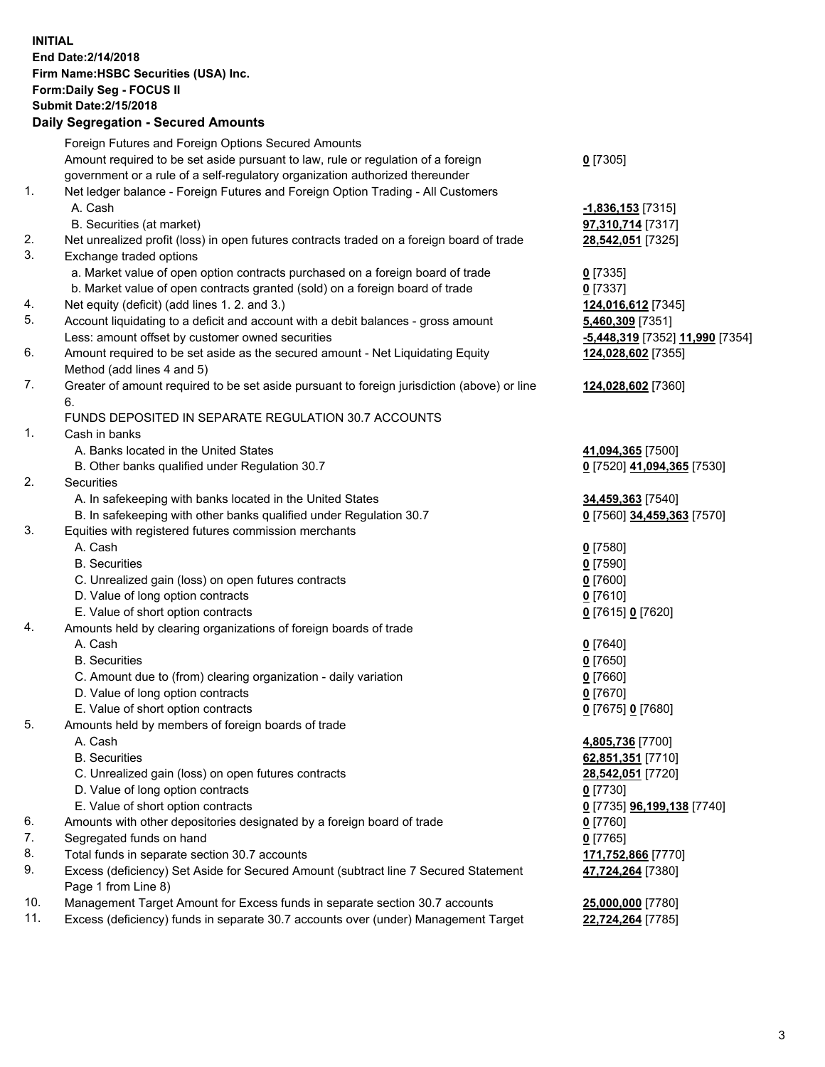**INITIAL**
**End Date:2/14/2018**
**Firm Name:HSBC Securities (USA) Inc.**
**Form:Daily Seg - FOCUS II**
**Submit Date:2/15/2018**

## Daily Segregation - Secured Amounts

| | | |
|---|---|---|
| | Foreign Futures and Foreign Options Secured Amounts | |
| | Amount required to be set aside pursuant to law, rule or regulation of a foreign government or a rule of a self-regulatory organization authorized thereunder | **0** [7305] |
| 1. | Net ledger balance - Foreign Futures and Foreign Option Trading - All Customers | |
| | A. Cash | **-1,836,153** [7315] |
| | B. Securities (at market) | **97,310,714** [7317] |
| 2. | Net unrealized profit (loss) in open futures contracts traded on a foreign board of trade | **28,542,051** [7325] |
| 3. | Exchange traded options | |
| | a. Market value of open option contracts purchased on a foreign board of trade | **0** [7335] |
| | b. Market value of open contracts granted (sold) on a foreign board of trade | **0** [7337] |
| 4. | Net equity (deficit) (add lines 1. 2. and 3.) | **124,016,612** [7345] |
| 5. | Account liquidating to a deficit and account with a debit balances - gross amount | **5,460,309** [7351] |
| | Less: amount offset by customer owned securities | **-5,448,319** [7352] **11,990** [7354] |
| 6. | Amount required to be set aside as the secured amount - Net Liquidating Equity Method (add lines 4 and 5) | **124,028,602** [7355] |
| 7. | Greater of amount required to be set aside pursuant to foreign jurisdiction (above) or line 6. | **124,028,602** [7360] |
| | FUNDS DEPOSITED IN SEPARATE REGULATION 30.7 ACCOUNTS | |
| 1. | Cash in banks | |
| | A. Banks located in the United States | **41,094,365** [7500] |
| | B. Other banks qualified under Regulation 30.7 | **0** [7520] **41,094,365** [7530] |
| 2. | Securities | |
| | A. In safekeeping with banks located in the United States | **34,459,363** [7540] |
| | B. In safekeeping with other banks qualified under Regulation 30.7 | **0** [7560] **34,459,363** [7570] |
| 3. | Equities with registered futures commission merchants | |
| | A. Cash | **0** [7580] |
| | B. Securities | **0** [7590] |
| | C. Unrealized gain (loss) on open futures contracts | **0** [7600] |
| | D. Value of long option contracts | **0** [7610] |
| | E. Value of short option contracts | **0** [7615] **0** [7620] |
| 4. | Amounts held by clearing organizations of foreign boards of trade | |
| | A. Cash | **0** [7640] |
| | B. Securities | **0** [7650] |
| | C. Amount due to (from) clearing organization - daily variation | **0** [7660] |
| | D. Value of long option contracts | **0** [7670] |
| | E. Value of short option contracts | **0** [7675] **0** [7680] |
| 5. | Amounts held by members of foreign boards of trade | |
| | A. Cash | **4,805,736** [7700] |
| | B. Securities | **62,851,351** [7710] |
| | C. Unrealized gain (loss) on open futures contracts | **28,542,051** [7720] |
| | D. Value of long option contracts | **0** [7730] |
| | E. Value of short option contracts | **0** [7735] **96,199,138** [7740] |
| 6. | Amounts with other depositories designated by a foreign board of trade | **0** [7760] |
| 7. | Segregated funds on hand | **0** [7765] |
| 8. | Total funds in separate section 30.7 accounts | **171,752,866** [7770] |
| 9. | Excess (deficiency) Set Aside for Secured Amount (subtract line 7 Secured Statement Page 1 from Line 8) | **47,724,264** [7380] |
| 10. | Management Target Amount for Excess funds in separate section 30.7 accounts | **25,000,000** [7780] |
| 11. | Excess (deficiency) funds in separate 30.7 accounts over (under) Management Target | **22,724,264** [7785] |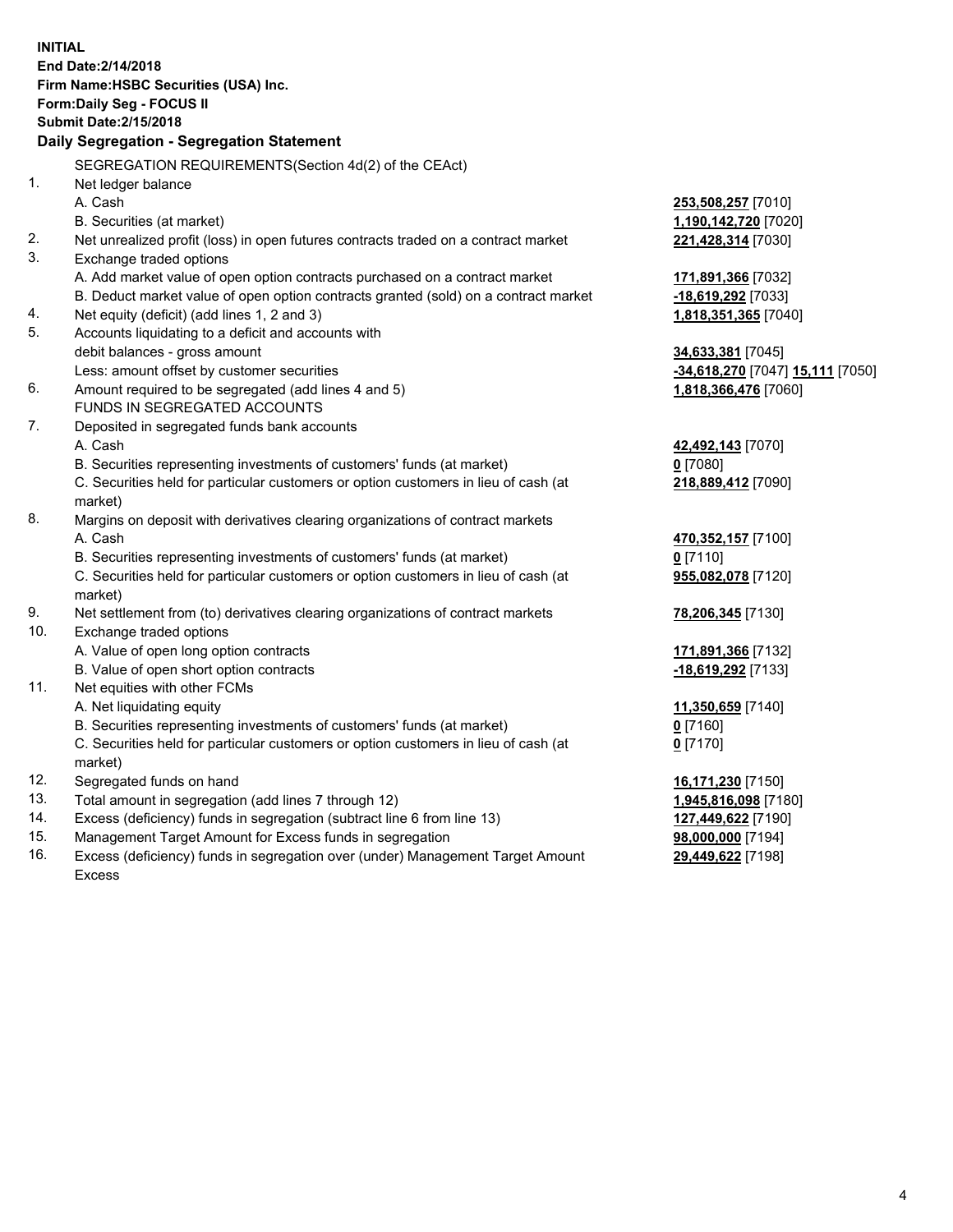**INITIAL**
**End Date:2/14/2018**
**Firm Name:HSBC Securities (USA) Inc.**
**Form:Daily Seg - FOCUS II**
**Submit Date:2/15/2018**

**Daily Segregation - Segregation Statement**

SEGREGATION REQUIREMENTS(Section 4d(2) of the CEAct)

| | | |
|---|---|---|
| 1. | Net ledger balance | |
| | A. Cash | **253,508,257** [7010] |
| | B. Securities (at market) | **1,190,142,720** [7020] |
| 2. | Net unrealized profit (loss) in open futures contracts traded on a contract market | **221,428,314** [7030] |
| 3. | Exchange traded options | |
| | A. Add market value of open option contracts purchased on a contract market | **171,891,366** [7032] |
| | B. Deduct market value of open option contracts granted (sold) on a contract market | **-18,619,292** [7033] |
| 4. | Net equity (deficit) (add lines 1, 2 and 3) | **1,818,351,365** [7040] |
| 5. | Accounts liquidating to a deficit and accounts with debit balances - gross amount | **34,633,381** [7045] |
| | Less: amount offset by customer securities | **-34,618,270** [7047] **15,111** [7050] |
| 6. | Amount required to be segregated (add lines 4 and 5) | **1,818,366,476** [7060] |
| | FUNDS IN SEGREGATED ACCOUNTS | |
| 7. | Deposited in segregated funds bank accounts | |
| | A. Cash | **42,492,143** [7070] |
| | B. Securities representing investments of customers' funds (at market) | **0** [7080] |
| | C. Securities held for particular customers or option customers in lieu of cash (at market) | **218,889,412** [7090] |
| 8. | Margins on deposit with derivatives clearing organizations of contract markets | |
| | A. Cash | **470,352,157** [7100] |
| | B. Securities representing investments of customers' funds (at market) | **0** [7110] |
| | C. Securities held for particular customers or option customers in lieu of cash (at market) | **955,082,078** [7120] |
| 9. | Net settlement from (to) derivatives clearing organizations of contract markets | **78,206,345** [7130] |
| 10. | Exchange traded options | |
| | A. Value of open long option contracts | **171,891,366** [7132] |
| | B. Value of open short option contracts | **-18,619,292** [7133] |
| 11. | Net equities with other FCMs | |
| | A. Net liquidating equity | **11,350,659** [7140] |
| | B. Securities representing investments of customers' funds (at market) | **0** [7160] |
| | C. Securities held for particular customers or option customers in lieu of cash (at market) | **0** [7170] |
| 12. | Segregated funds on hand | **16,171,230** [7150] |
| 13. | Total amount in segregation (add lines 7 through 12) | **1,945,816,098** [7180] |
| 14. | Excess (deficiency) funds in segregation (subtract line 6 from line 13) | **127,449,622** [7190] |
| 15. | Management Target Amount for Excess funds in segregation | **98,000,000** [7194] |
| 16. | Excess (deficiency) funds in segregation over (under) Management Target Amount Excess | **29,449,622** [7198] |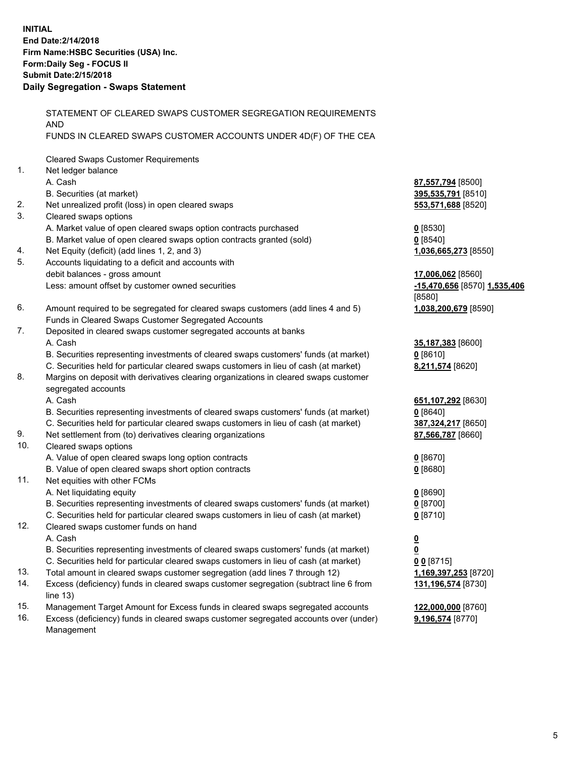**INITIAL**
**End Date:2/14/2018**
**Firm Name:HSBC Securities (USA) Inc.**
**Form:Daily Seg - FOCUS II**
**Submit Date:2/15/2018**
**Daily Segregation - Swaps Statement**

STATEMENT OF CLEARED SWAPS CUSTOMER SEGREGATION REQUIREMENTS AND FUNDS IN CLEARED SWAPS CUSTOMER ACCOUNTS UNDER 4D(F) OF THE CEA

| | | |
|---|---|---|
| | Cleared Swaps Customer Requirements | |
| 1. | Net ledger balance | |
| | A. Cash | **87,557,794** [8500] |
| | B. Securities (at market) | **395,535,791** [8510] |
| 2. | Net unrealized profit (loss) in open cleared swaps | **553,571,688** [8520] |
| 3. | Cleared swaps options | |
| | A. Market value of open cleared swaps option contracts purchased | **0** [8530] |
| | B. Market value of open cleared swaps option contracts granted (sold) | **0** [8540] |
| 4. | Net Equity (deficit) (add lines 1, 2, and 3) | **1,036,665,273** [8550] |
| 5. | Accounts liquidating to a deficit and accounts with debit balances - gross amount | **17,006,062** [8560] |
| | Less: amount offset by customer owned securities | **-15,470,656** [8570] **1,535,406** [8580] |
| 6. | Amount required to be segregated for cleared swaps customers (add lines 4 and 5) | **1,038,200,679** [8590] |
| | Funds in Cleared Swaps Customer Segregated Accounts | |
| 7. | Deposited in cleared swaps customer segregated accounts at banks | |
| | A. Cash | **35,187,383** [8600] |
| | B. Securities representing investments of cleared swaps customers' funds (at market) | **0** [8610] |
| | C. Securities held for particular cleared swaps customers in lieu of cash (at market) | **8,211,574** [8620] |
| 8. | Margins on deposit with derivatives clearing organizations in cleared swaps customer segregated accounts | |
| | A. Cash | **651,107,292** [8630] |
| | B. Securities representing investments of cleared swaps customers' funds (at market) | **0** [8640] |
| | C. Securities held for particular cleared swaps customers in lieu of cash (at market) | **387,324,217** [8650] |
| 9. | Net settlement from (to) derivatives clearing organizations | **87,566,787** [8660] |
| 10. | Cleared swaps options | |
| | A. Value of open cleared swaps long option contracts | **0** [8670] |
| | B. Value of open cleared swaps short option contracts | **0** [8680] |
| 11. | Net equities with other FCMs | |
| | A. Net liquidating equity | **0** [8690] |
| | B. Securities representing investments of cleared swaps customers' funds (at market) | **0** [8700] |
| | C. Securities held for particular cleared swaps customers in lieu of cash (at market) | **0** [8710] |
| 12. | Cleared swaps customer funds on hand | |
| | A. Cash | **0** |
| | B. Securities representing investments of cleared swaps customers' funds (at market) | **0** |
| | C. Securities held for particular cleared swaps customers in lieu of cash (at market) | **0** **0** [8715] |
| 13. | Total amount in cleared swaps customer segregation (add lines 7 through 12) | **1,169,397,253** [8720] |
| 14. | Excess (deficiency) funds in cleared swaps customer segregation (subtract line 6 from line 13) | **131,196,574** [8730] |
| 15. | Management Target Amount for Excess funds in cleared swaps segregated accounts | **122,000,000** [8760] |
| 16. | Excess (deficiency) funds in cleared swaps customer segregated accounts over (under) Management | **9,196,574** [8770] |